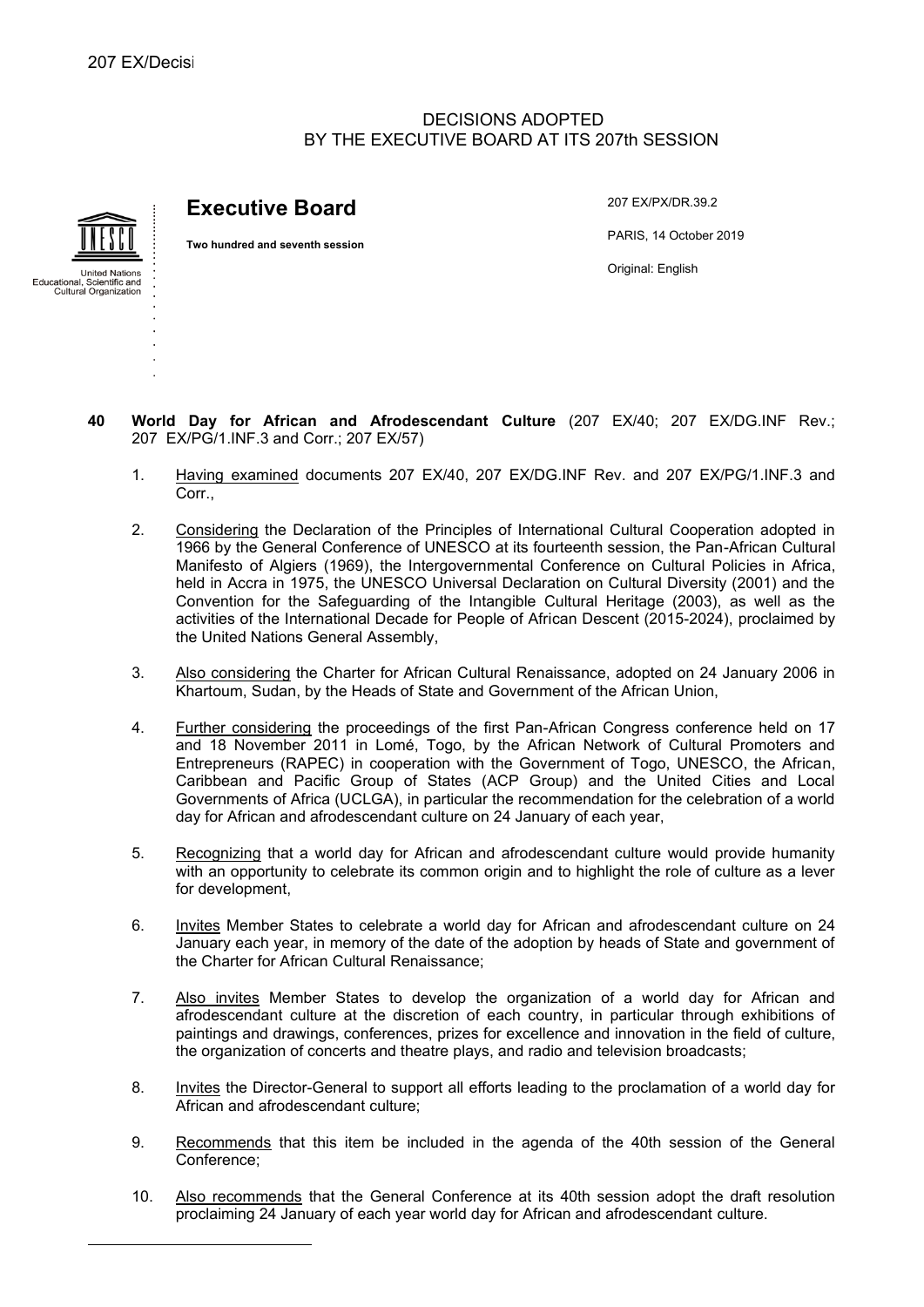207 EX/Decisi

DECISIONS ADOPTED
BY THE EXECUTIVE BOARD AT ITS 207th SESSION

United Nations
Educational, Scientific and
Cultural Organization

# Executive Board

**Two hundred and seventh session**

207 EX/PX/DR.39.2

PARIS, 14 October 2019

Original: English

**40 World Day for African and Afrodescendant Culture** (207 EX/40; 207 EX/DG.INF Rev.; 207 EX/PG/1.INF.3 and Corr.; 207 EX/57)

1. Having examined documents 207 EX/40, 207 EX/DG.INF Rev. and 207 EX/PG/1.INF.3 and Corr.,

2. Considering the Declaration of the Principles of International Cultural Cooperation adopted in 1966 by the General Conference of UNESCO at its fourteenth session, the Pan-African Cultural Manifesto of Algiers (1969), the Intergovernmental Conference on Cultural Policies in Africa, held in Accra in 1975, the UNESCO Universal Declaration on Cultural Diversity (2001) and the Convention for the Safeguarding of the Intangible Cultural Heritage (2003), as well as the activities of the International Decade for People of African Descent (2015-2024), proclaimed by the United Nations General Assembly,

3. Also considering the Charter for African Cultural Renaissance, adopted on 24 January 2006 in Khartoum, Sudan, by the Heads of State and Government of the African Union,

4. Further considering the proceedings of the first Pan-African Congress conference held on 17 and 18 November 2011 in Lomé, Togo, by the African Network of Cultural Promoters and Entrepreneurs (RAPEC) in cooperation with the Government of Togo, UNESCO, the African, Caribbean and Pacific Group of States (ACP Group) and the United Cities and Local Governments of Africa (UCLGA), in particular the recommendation for the celebration of a world day for African and afrodescendant culture on 24 January of each year,

5. Recognizing that a world day for African and afrodescendant culture would provide humanity with an opportunity to celebrate its common origin and to highlight the role of culture as a lever for development,

6. Invites Member States to celebrate a world day for African and afrodescendant culture on 24 January each year, in memory of the date of the adoption by heads of State and government of the Charter for African Cultural Renaissance;

7. Also invites Member States to develop the organization of a world day for African and afrodescendant culture at the discretion of each country, in particular through exhibitions of paintings and drawings, conferences, prizes for excellence and innovation in the field of culture, the organization of concerts and theatre plays, and radio and television broadcasts;

8. Invites the Director-General to support all efforts leading to the proclamation of a world day for African and afrodescendant culture;

9. Recommends that this item be included in the agenda of the 40th session of the General Conference;

10. Also recommends that the General Conference at its 40th session adopt the draft resolution proclaiming 24 January of each year world day for African and afrodescendant culture.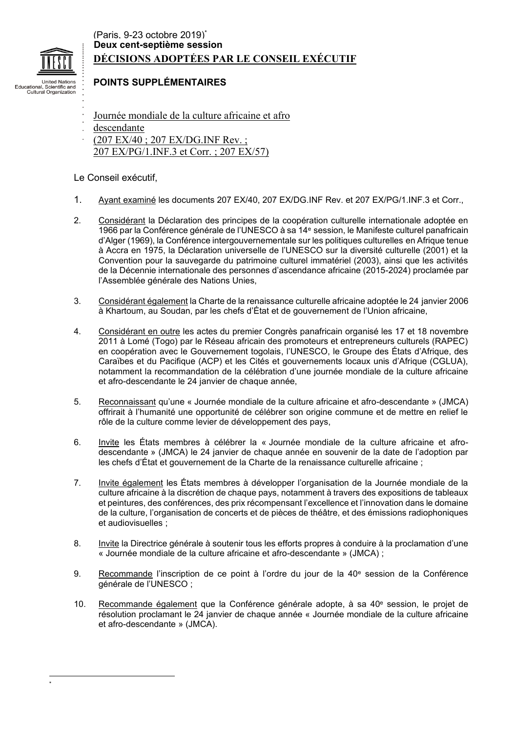(Paris, 9-23 octobre 2019)*

**Deux cent-septième session**

**DÉCISIONS ADOPTÉES PAR LE CONSEIL EXÉCUTIF**

**POINTS SUPPLÉMENTAIRES**

Journée mondiale de la culture africaine et afro descendante
(207 EX/40 ; 207 EX/DG.INF Rev. ;
207 EX/PG/1.INF.3 et Corr. ; 207 EX/57)

Le Conseil exécutif,

1. Ayant examiné les documents 207 EX/40, 207 EX/DG.INF Rev. et 207 EX/PG/1.INF.3 et Corr.,

2. Considérant la Déclaration des principes de la coopération culturelle internationale adoptée en 1966 par la Conférence générale de l'UNESCO à sa 14e session, le Manifeste culturel panafricain d'Alger (1969), la Conférence intergouvernementale sur les politiques culturelles en Afrique tenue à Accra en 1975, la Déclaration universelle de l'UNESCO sur la diversité culturelle (2001) et la Convention pour la sauvegarde du patrimoine culturel immatériel (2003), ainsi que les activités de la Décennie internationale des personnes d'ascendance africaine (2015-2024) proclamée par l'Assemblée générale des Nations Unies,

3. Considérant également la Charte de la renaissance culturelle africaine adoptée le 24 janvier 2006 à Khartoum, au Soudan, par les chefs d'État et de gouvernement de l'Union africaine,

4. Considérant en outre les actes du premier Congrès panafricain organisé les 17 et 18 novembre 2011 à Lomé (Togo) par le Réseau africain des promoteurs et entrepreneurs culturels (RAPEC) en coopération avec le Gouvernement togolais, l'UNESCO, le Groupe des États d'Afrique, des Caraïbes et du Pacifique (ACP) et les Cités et gouvernements locaux unis d'Afrique (CGLUA), notamment la recommandation de la célébration d'une journée mondiale de la culture africaine et afro-descendante le 24 janvier de chaque année,

5. Reconnaissant qu'une « Journée mondiale de la culture africaine et afro-descendante » (JMCA) offrirait à l'humanité une opportunité de célébrer son origine commune et de mettre en relief le rôle de la culture comme levier de développement des pays,

6. Invite les États membres à célébrer la « Journée mondiale de la culture africaine et afro-descendante » (JMCA) le 24 janvier de chaque année en souvenir de la date de l'adoption par les chefs d'État et gouvernement de la Charte de la renaissance culturelle africaine ;

7. Invite également les États membres à développer l'organisation de la Journée mondiale de la culture africaine à la discrétion de chaque pays, notamment à travers des expositions de tableaux et peintures, des conférences, des prix récompensant l'excellence et l'innovation dans le domaine de la culture, l'organisation de concerts et de pièces de théâtre, et des émissions radiophoniques et audiovisuelles ;

8. Invite la Directrice générale à soutenir tous les efforts propres à conduire à la proclamation d'une « Journée mondiale de la culture africaine et afro-descendante » (JMCA) ;

9. Recommande l'inscription de ce point à l'ordre du jour de la 40e session de la Conférence générale de l'UNESCO ;

10. Recommande également que la Conférence générale adopte, à sa 40e session, le projet de résolution proclamant le 24 janvier de chaque année « Journée mondiale de la culture africaine et afro-descendante » (JMCA).

*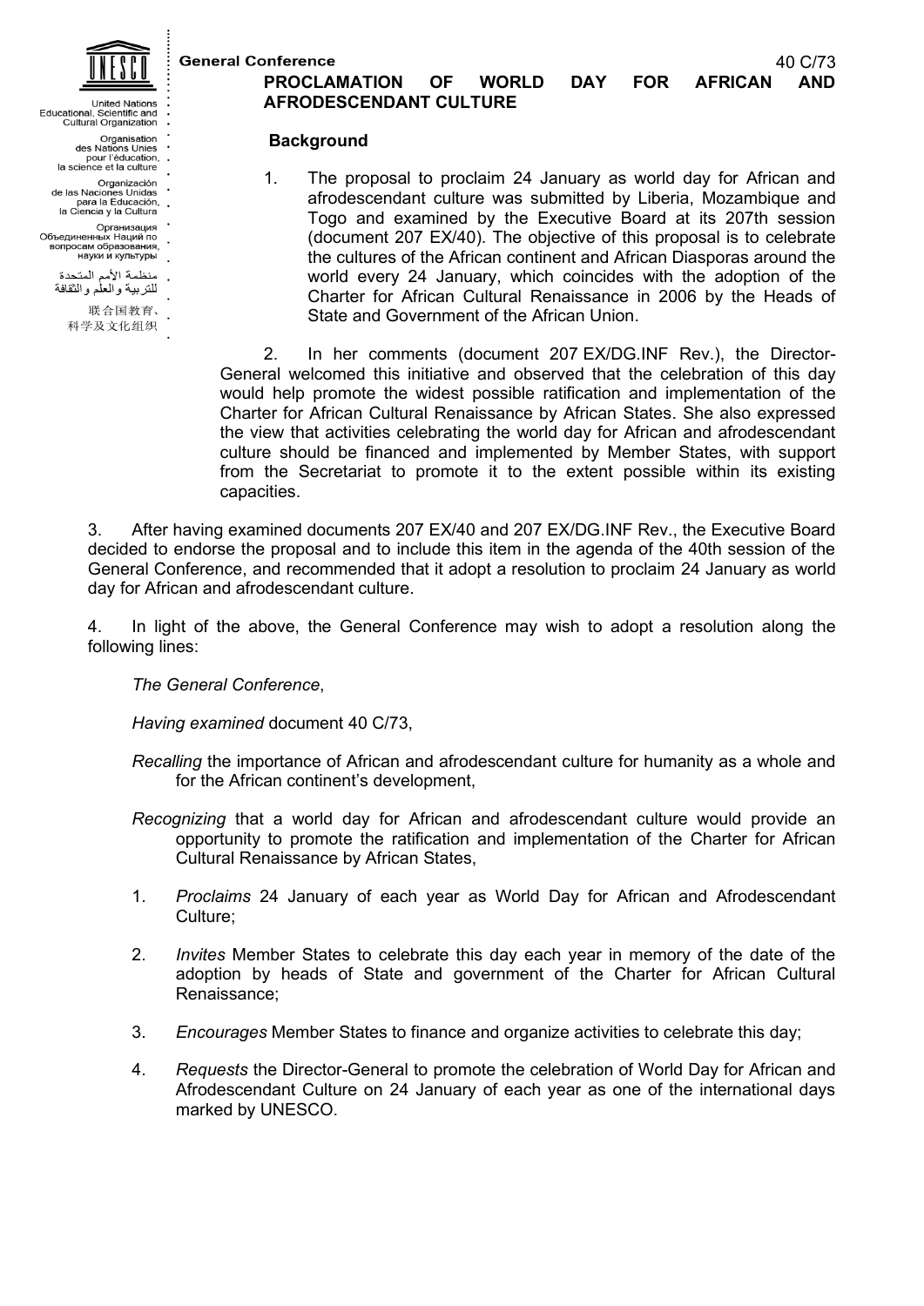General Conference

40 C/73

# PROCLAMATION OF WORLD DAY FOR AFRICAN AND AFRODESCENDANT CULTURE

## Background

1. The proposal to proclaim 24 January as world day for African and afrodescendant culture was submitted by Liberia, Mozambique and Togo and examined by the Executive Board at its 207th session (document 207 EX/40). The objective of this proposal is to celebrate the cultures of the African continent and African Diasporas around the world every 24 January, which coincides with the adoption of the Charter for African Cultural Renaissance in 2006 by the Heads of State and Government of the African Union.

2. In her comments (document 207 EX/DG.INF Rev.), the Director-General welcomed this initiative and observed that the celebration of this day would help promote the widest possible ratification and implementation of the Charter for African Cultural Renaissance by African States. She also expressed the view that activities celebrating the world day for African and afrodescendant culture should be financed and implemented by Member States, with support from the Secretariat to promote it to the extent possible within its existing capacities.

3. After having examined documents 207 EX/40 and 207 EX/DG.INF Rev., the Executive Board decided to endorse the proposal and to include this item in the agenda of the 40th session of the General Conference, and recommended that it adopt a resolution to proclaim 24 January as world day for African and afrodescendant culture.

4. In light of the above, the General Conference may wish to adopt a resolution along the following lines:

*The General Conference*,

*Having examined* document 40 C/73,

*Recalling* the importance of African and afrodescendant culture for humanity as a whole and for the African continent's development,

*Recognizing* that a world day for African and afrodescendant culture would provide an opportunity to promote the ratification and implementation of the Charter for African Cultural Renaissance by African States,

1. *Proclaims* 24 January of each year as World Day for African and Afrodescendant Culture;

2. *Invites* Member States to celebrate this day each year in memory of the date of the adoption by heads of State and government of the Charter for African Cultural Renaissance;

3. *Encourages* Member States to finance and organize activities to celebrate this day;

4. *Requests* the Director-General to promote the celebration of World Day for African and Afrodescendant Culture on 24 January of each year as one of the international days marked by UNESCO.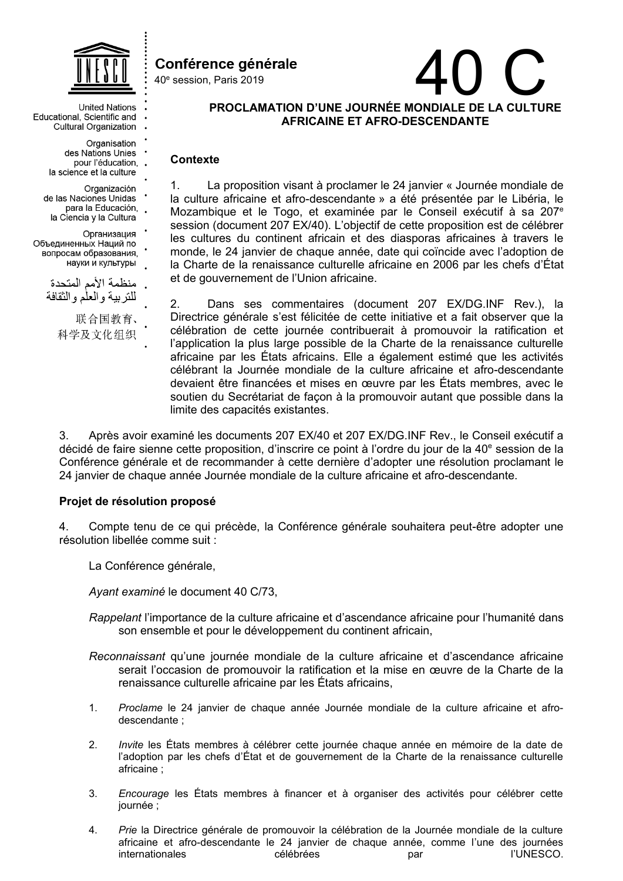**Conférence générale**
40[e] session, Paris 2019

# 40 C

United Nations Educational, Scientific and Cultural Organization

Organisation des Nations Unies pour l'éducation, la science et la culture

Organización de las Naciones Unidas para la Educación, la Ciencia y la Cultura

Организация Объединенных Наций по вопросам образования, науки и культуры

منظمة الأمم المتحدة للتربية والعلم والثقافة

联合国教育、科学及文化组织

## PROCLAMATION D'UNE JOURNÉE MONDIALE DE LA CULTURE AFRICAINE ET AFRO-DESCENDANTE

### Contexte

1. La proposition visant à proclamer le 24 janvier « Journée mondiale de la culture africaine et afro-descendante » a été présentée par le Libéria, le Mozambique et le Togo, et examinée par le Conseil exécutif à sa 207[e] session (document 207 EX/40). L'objectif de cette proposition est de célébrer les cultures du continent africain et des diasporas africaines à travers le monde, le 24 janvier de chaque année, date qui coïncide avec l'adoption de la Charte de la renaissance culturelle africaine en 2006 par les chefs d'État et de gouvernement de l'Union africaine.

2. Dans ses commentaires (document 207 EX/DG.INF Rev.), la Directrice générale s'est félicitée de cette initiative et a fait observer que la célébration de cette journée contribuerait à promouvoir la ratification et l'application la plus large possible de la Charte de la renaissance culturelle africaine par les États africains. Elle a également estimé que les activités célébrant la Journée mondiale de la culture africaine et afro-descendante devaient être financées et mises en œuvre par les États membres, avec le soutien du Secrétariat de façon à la promouvoir autant que possible dans la limite des capacités existantes.

3. Après avoir examiné les documents 207 EX/40 et 207 EX/DG.INF Rev., le Conseil exécutif a décidé de faire sienne cette proposition, d'inscrire ce point à l'ordre du jour de la 40[e] session de la Conférence générale et de recommander à cette dernière d'adopter une résolution proclamant le 24 janvier de chaque année Journée mondiale de la culture africaine et afro-descendante.

### Projet de résolution proposé

4. Compte tenu de ce qui précède, la Conférence générale souhaitera peut-être adopter une résolution libellée comme suit :

La Conférence générale,

*Ayant examiné* le document 40 C/73,

*Rappelant* l'importance de la culture africaine et d'ascendance africaine pour l'humanité dans son ensemble et pour le développement du continent africain,

*Reconnaissant* qu'une journée mondiale de la culture africaine et d'ascendance africaine serait l'occasion de promouvoir la ratification et la mise en œuvre de la Charte de la renaissance culturelle africaine par les États africains,

1. *Proclame* le 24 janvier de chaque année Journée mondiale de la culture africaine et afro-descendante ;
2. *Invite* les États membres à célébrer cette journée chaque année en mémoire de la date de l'adoption par les chefs d'État et de gouvernement de la Charte de la renaissance culturelle africaine ;
3. *Encourage* les États membres à financer et à organiser des activités pour célébrer cette journée ;
4. *Prie* la Directrice générale de promouvoir la célébration de la Journée mondiale de la culture africaine et afro-descendante le 24 janvier de chaque année, comme l'une des journées internationales célébrées par l'UNESCO.